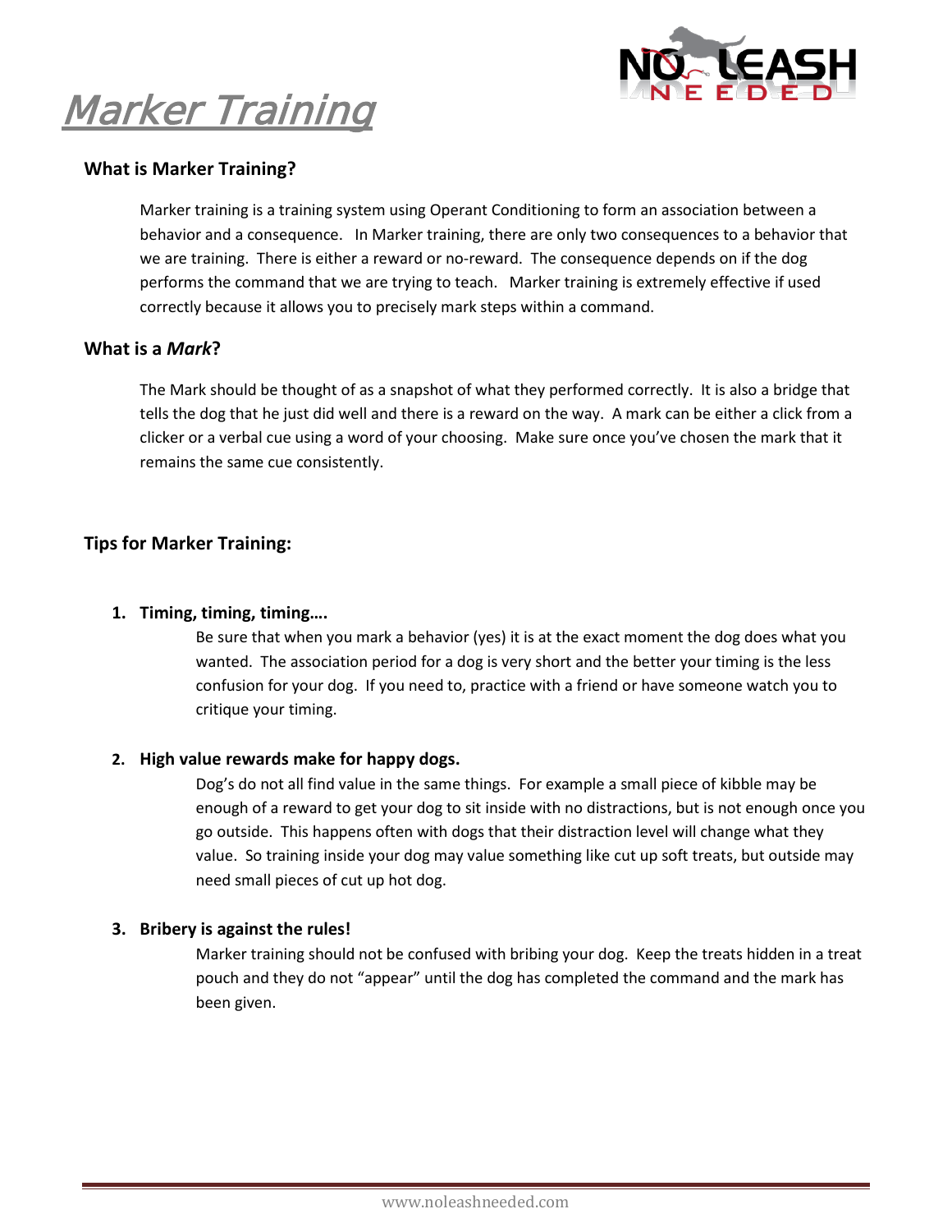# Marker Training

## What is Marker Training?

Marker training is a training system using Operant Conditioning to form an association between a behavior and a consequence. In Marker training, there are only two consequences to a behavior that we are training. There is either a reward or no-reward. The consequence depends on if the dog performs the command that we are trying to teach. Marker training is extremely effective if used correctly because it allows you to precisely mark steps within a command.

## What is a *Mark*?

The Mark should be thought of as a snapshot of what they performed correctly. It is also a bridge that tells the dog that he just did well and there is a reward on the way. A mark can be either a click from a clicker or a verbal cue using a word of your choosing. Make sure once you've chosen the mark that it remains the same cue consistently.

## Tips for Marker Training:

1. **Timing, timing, timing….**

   Be sure that when you mark a behavior (yes) it is at the exact moment the dog does what you wanted. The association period for a dog is very short and the better your timing is the less confusion for your dog. If you need to, practice with a friend or have someone watch you to critique your timing.

2. **High value rewards make for happy dogs.**

   Dog's do not all find value in the same things. For example a small piece of kibble may be enough of a reward to get your dog to sit inside with no distractions, but is not enough once you go outside. This happens often with dogs that their distraction level will change what they value. So training inside your dog may value something like cut up soft treats, but outside may need small pieces of cut up hot dog.

3. **Bribery is against the rules!**

   Marker training should not be confused with bribing your dog. Keep the treats hidden in a treat pouch and they do not "appear" until the dog has completed the command and the mark has been given.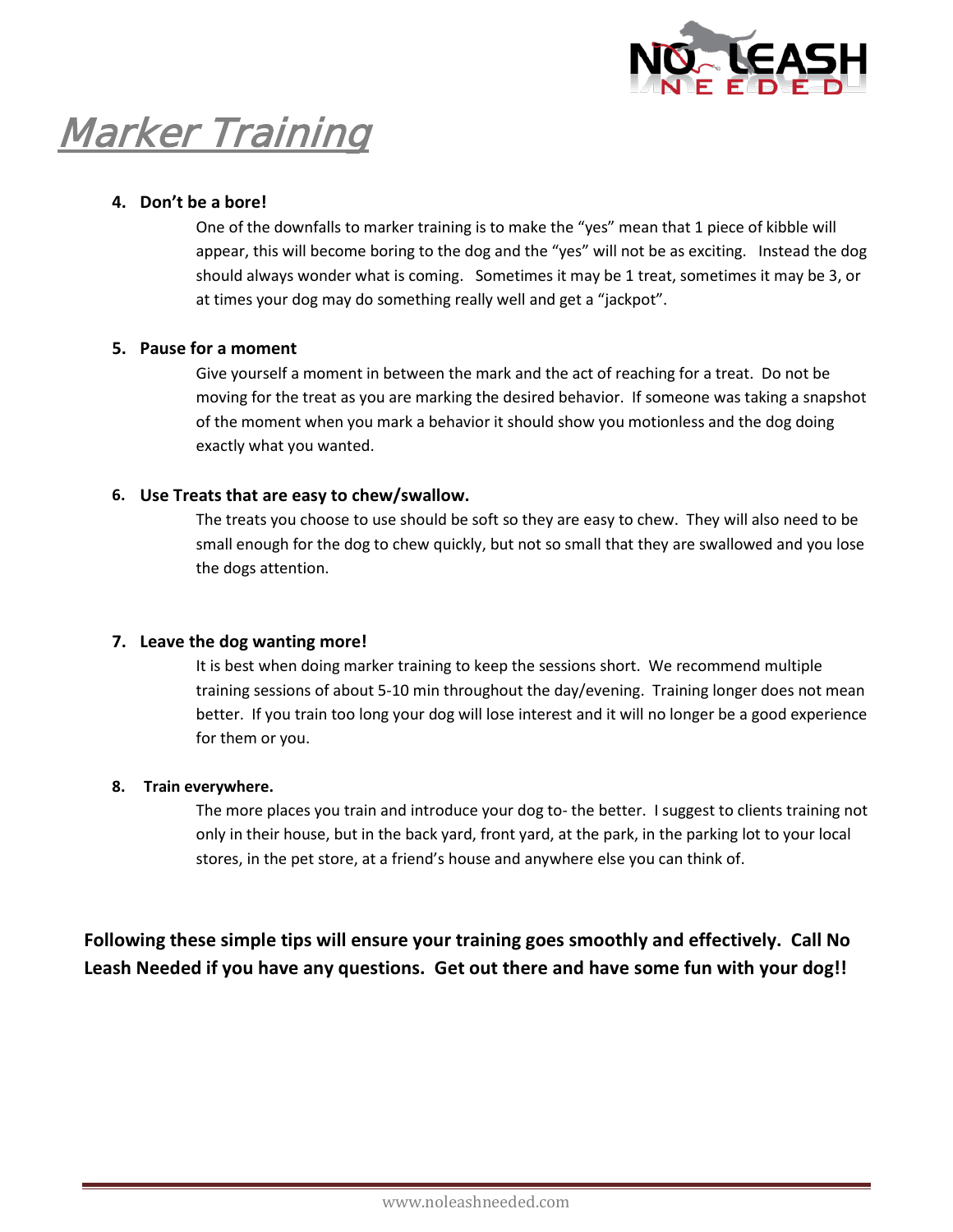# Marker Training

4. **Don't be a bore!**

   One of the downfalls to marker training is to make the "yes" mean that 1 piece of kibble will appear, this will become boring to the dog and the "yes" will not be as exciting. Instead the dog should always wonder what is coming. Sometimes it may be 1 treat, sometimes it may be 3, or at times your dog may do something really well and get a "jackpot".

5. **Pause for a moment**

   Give yourself a moment in between the mark and the act of reaching for a treat. Do not be moving for the treat as you are marking the desired behavior. If someone was taking a snapshot of the moment when you mark a behavior it should show you motionless and the dog doing exactly what you wanted.

6. **Use Treats that are easy to chew/swallow.**

   The treats you choose to use should be soft so they are easy to chew. They will also need to be small enough for the dog to chew quickly, but not so small that they are swallowed and you lose the dogs attention.

7. **Leave the dog wanting more!**

   It is best when doing marker training to keep the sessions short. We recommend multiple training sessions of about 5-10 min throughout the day/evening. Training longer does not mean better. If you train too long your dog will lose interest and it will no longer be a good experience for them or you.

8. **Train everywhere.**

   The more places you train and introduce your dog to- the better. I suggest to clients training not only in their house, but in the back yard, front yard, at the park, in the parking lot to your local stores, in the pet store, at a friend's house and anywhere else you can think of.

**Following these simple tips will ensure your training goes smoothly and effectively. Call No Leash Needed if you have any questions. Get out there and have some fun with your dog!!**